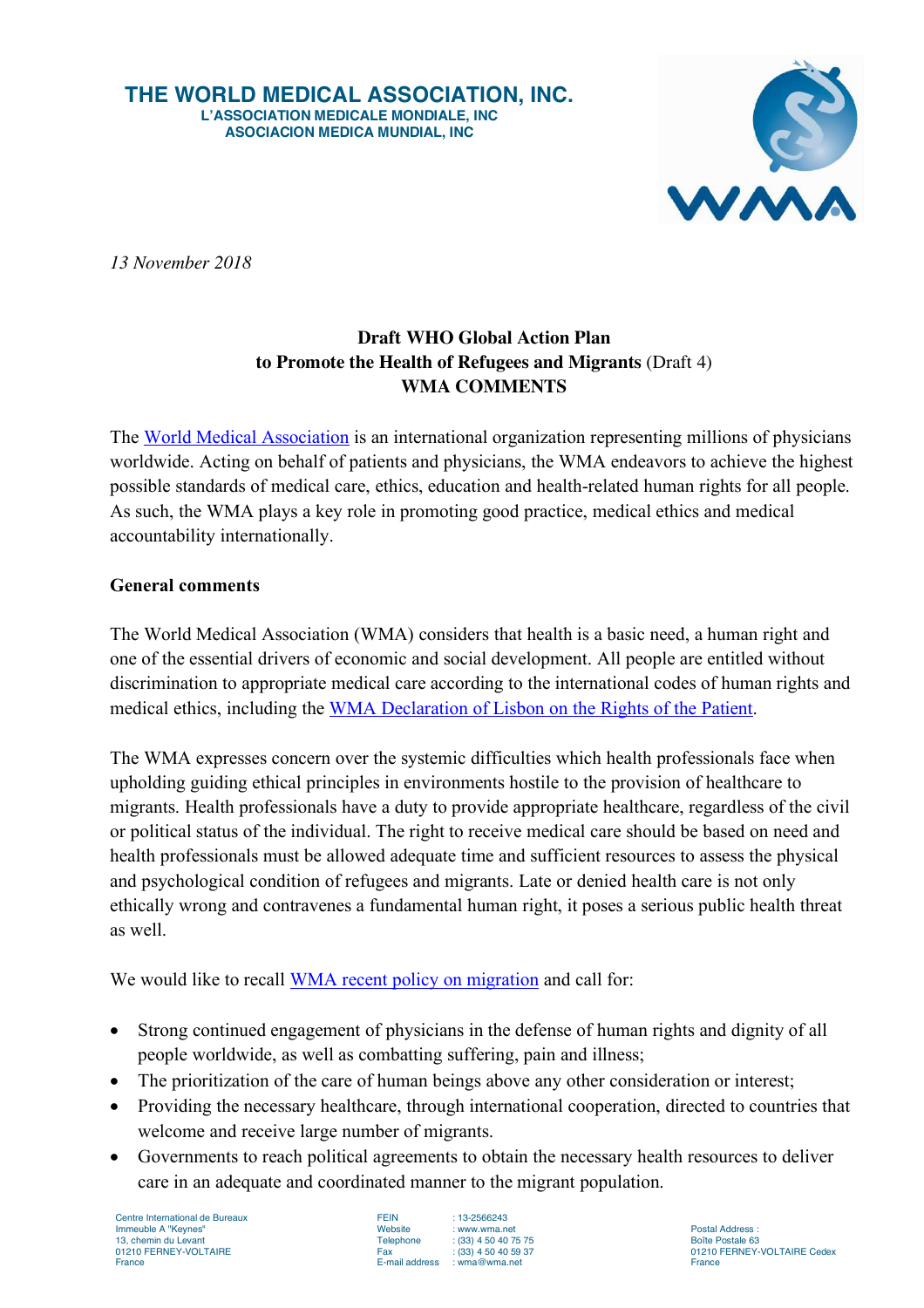# THE WORLD MEDICAL ASSOCIATION, INC.

**L'ASSOCIATION MEDICALE MONDIALE, INC**
**ASOCIACION MEDICA MUNDIAL, INC**

*13 November 2018*

**Draft WHO Global Action Plan**
**to Promote the Health of Refugees and Migrants** (Draft 4)
**WMA COMMENTS**

The World Medical Association is an international organization representing millions of physicians worldwide. Acting on behalf of patients and physicians, the WMA endeavors to achieve the highest possible standards of medical care, ethics, education and health-related human rights for all people. As such, the WMA plays a key role in promoting good practice, medical ethics and medical accountability internationally.

## General comments

The World Medical Association (WMA) considers that health is a basic need, a human right and one of the essential drivers of economic and social development. All people are entitled without discrimination to appropriate medical care according to the international codes of human rights and medical ethics, including the WMA Declaration of Lisbon on the Rights of the Patient.

The WMA expresses concern over the systemic difficulties which health professionals face when upholding guiding ethical principles in environments hostile to the provision of healthcare to migrants. Health professionals have a duty to provide appropriate healthcare, regardless of the civil or political status of the individual. The right to receive medical care should be based on need and health professionals must be allowed adequate time and sufficient resources to assess the physical and psychological condition of refugees and migrants. Late or denied health care is not only ethically wrong and contravenes a fundamental human right, it poses a serious public health threat as well.

We would like to recall WMA recent policy on migration and call for:

- Strong continued engagement of physicians in the defense of human rights and dignity of all people worldwide, as well as combatting suffering, pain and illness;
- The prioritization of the care of human beings above any other consideration or interest;
- Providing the necessary healthcare, through international cooperation, directed to countries that welcome and receive large number of migrants.
- Governments to reach political agreements to obtain the necessary health resources to deliver care in an adequate and coordinated manner to the migrant population.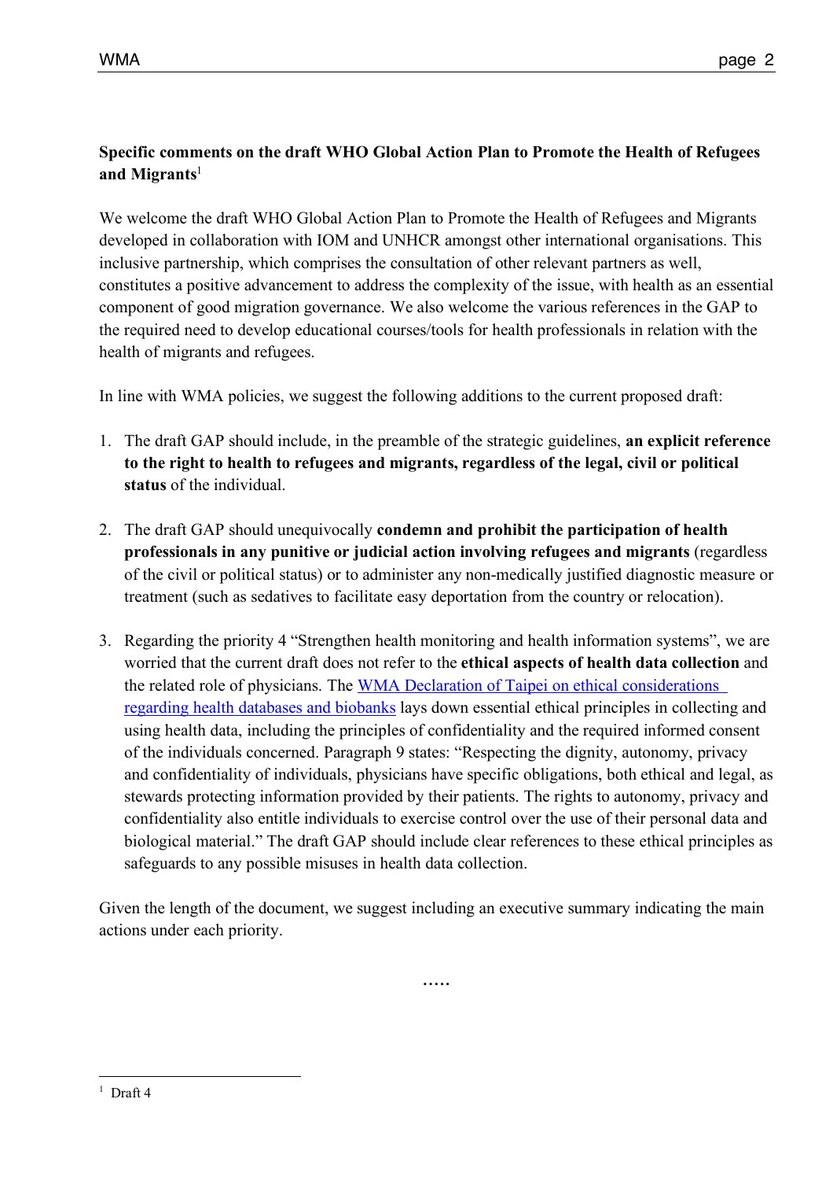**Specific comments on the draft WHO Global Action Plan to Promote the Health of Refugees and Migrants**[1]

We welcome the draft WHO Global Action Plan to Promote the Health of Refugees and Migrants developed in collaboration with IOM and UNHCR amongst other international organisations. This inclusive partnership, which comprises the consultation of other relevant partners as well, constitutes a positive advancement to address the complexity of the issue, with health as an essential component of good migration governance. We also welcome the various references in the GAP to the required need to develop educational courses/tools for health professionals in relation with the health of migrants and refugees.

In line with WMA policies, we suggest the following additions to the current proposed draft:

1. The draft GAP should include, in the preamble of the strategic guidelines, **an explicit reference to the right to health to refugees and migrants, regardless of the legal, civil or political status** of the individual.

2. The draft GAP should unequivocally **condemn and prohibit the participation of health professionals in any punitive or judicial action involving refugees and migrants** (regardless of the civil or political status) or to administer any non-medically justified diagnostic measure or treatment (such as sedatives to facilitate easy deportation from the country or relocation).

3. Regarding the priority 4 "Strengthen health monitoring and health information systems", we are worried that the current draft does not refer to the **ethical aspects of health data collection** and the related role of physicians. The WMA Declaration of Taipei on ethical considerations regarding health databases and biobanks lays down essential ethical principles in collecting and using health data, including the principles of confidentiality and the required informed consent of the individuals concerned. Paragraph 9 states: "Respecting the dignity, autonomy, privacy and confidentiality of individuals, physicians have specific obligations, both ethical and legal, as stewards protecting information provided by their patients. The rights to autonomy, privacy and confidentiality also entitle individuals to exercise control over the use of their personal data and biological material." The draft GAP should include clear references to these ethical principles as safeguards to any possible misuses in health data collection.

Given the length of the document, we suggest including an executive summary indicating the main actions under each priority.

.....

[1] Draft 4